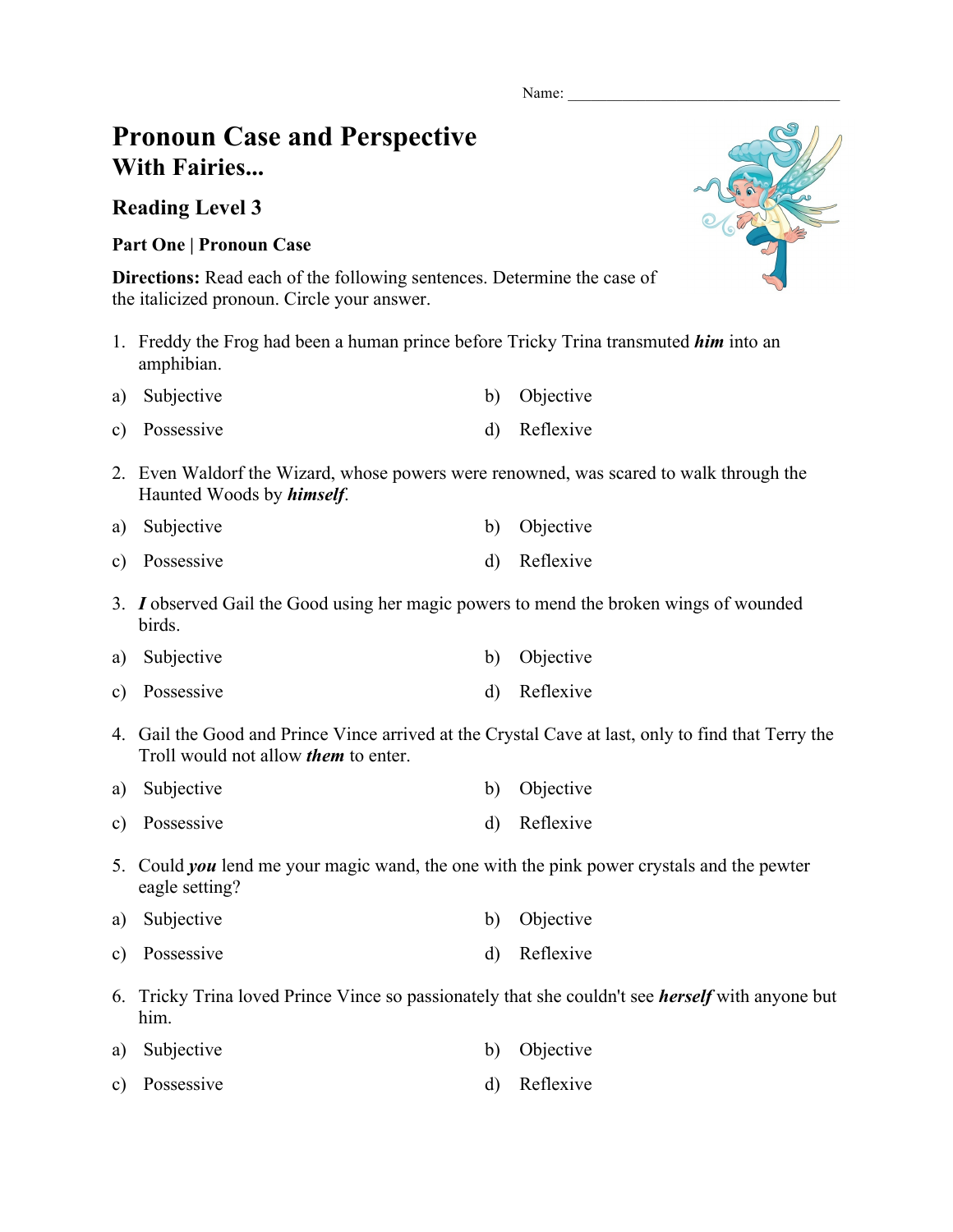Name: ___________________________________

# Pronoun Case and Perspective
## With Fairies...

### Reading Level 3

**Part One | Pronoun Case**

**Directions:** Read each of the following sentences. Determine the case of the italicized pronoun. Circle your answer.

1. Freddy the Frog had been a human prince before Tricky Trina transmuted ***him*** into an amphibian.

a) Subjective  
b) Objective  
c) Possessive  
d) Reflexive

2. Even Waldorf the Wizard, whose powers were renowned, was scared to walk through the Haunted Woods by ***himself***.

a) Subjective  
b) Objective  
c) Possessive  
d) Reflexive

3. ***I*** observed Gail the Good using her magic powers to mend the broken wings of wounded birds.

a) Subjective  
b) Objective  
c) Possessive  
d) Reflexive

4. Gail the Good and Prince Vince arrived at the Crystal Cave at last, only to find that Terry the Troll would not allow ***them*** to enter.

a) Subjective  
b) Objective  
c) Possessive  
d) Reflexive

5. Could ***you*** lend me your magic wand, the one with the pink power crystals and the pewter eagle setting?

a) Subjective  
b) Objective  
c) Possessive  
d) Reflexive

6. Tricky Trina loved Prince Vince so passionately that she couldn't see ***herself*** with anyone but him.

a) Subjective  
b) Objective  
c) Possessive  
d) Reflexive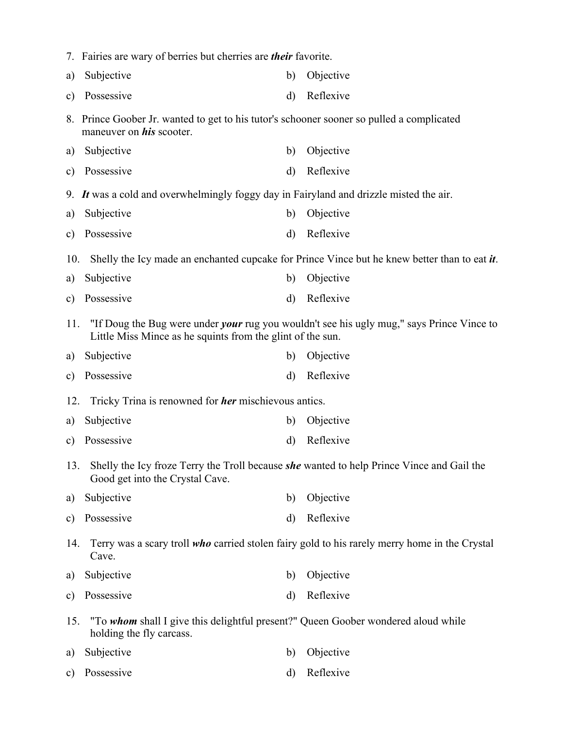7. Fairies are wary of berries but cherries are ***their*** favorite.

a) Subjective
b) Objective
c) Possessive
d) Reflexive

8. Prince Goober Jr. wanted to get to his tutor's schooner sooner so pulled a complicated maneuver on ***his*** scooter.

a) Subjective
b) Objective
c) Possessive
d) Reflexive

9. ***It*** was a cold and overwhelmingly foggy day in Fairyland and drizzle misted the air.

a) Subjective
b) Objective
c) Possessive
d) Reflexive

10. Shelly the Icy made an enchanted cupcake for Prince Vince but he knew better than to eat ***it***.

a) Subjective
b) Objective
c) Possessive
d) Reflexive

11. "If Doug the Bug were under ***your*** rug you wouldn't see his ugly mug," says Prince Vince to Little Miss Mince as he squints from the glint of the sun.

a) Subjective
b) Objective
c) Possessive
d) Reflexive

12. Tricky Trina is renowned for ***her*** mischievous antics.

a) Subjective
b) Objective
c) Possessive
d) Reflexive

13. Shelly the Icy froze Terry the Troll because ***she*** wanted to help Prince Vince and Gail the Good get into the Crystal Cave.

a) Subjective
b) Objective
c) Possessive
d) Reflexive

14. Terry was a scary troll ***who*** carried stolen fairy gold to his rarely merry home in the Crystal Cave.

a) Subjective
b) Objective
c) Possessive
d) Reflexive

15. "To ***whom*** shall I give this delightful present?" Queen Goober wondered aloud while holding the fly carcass.

a) Subjective
b) Objective
c) Possessive
d) Reflexive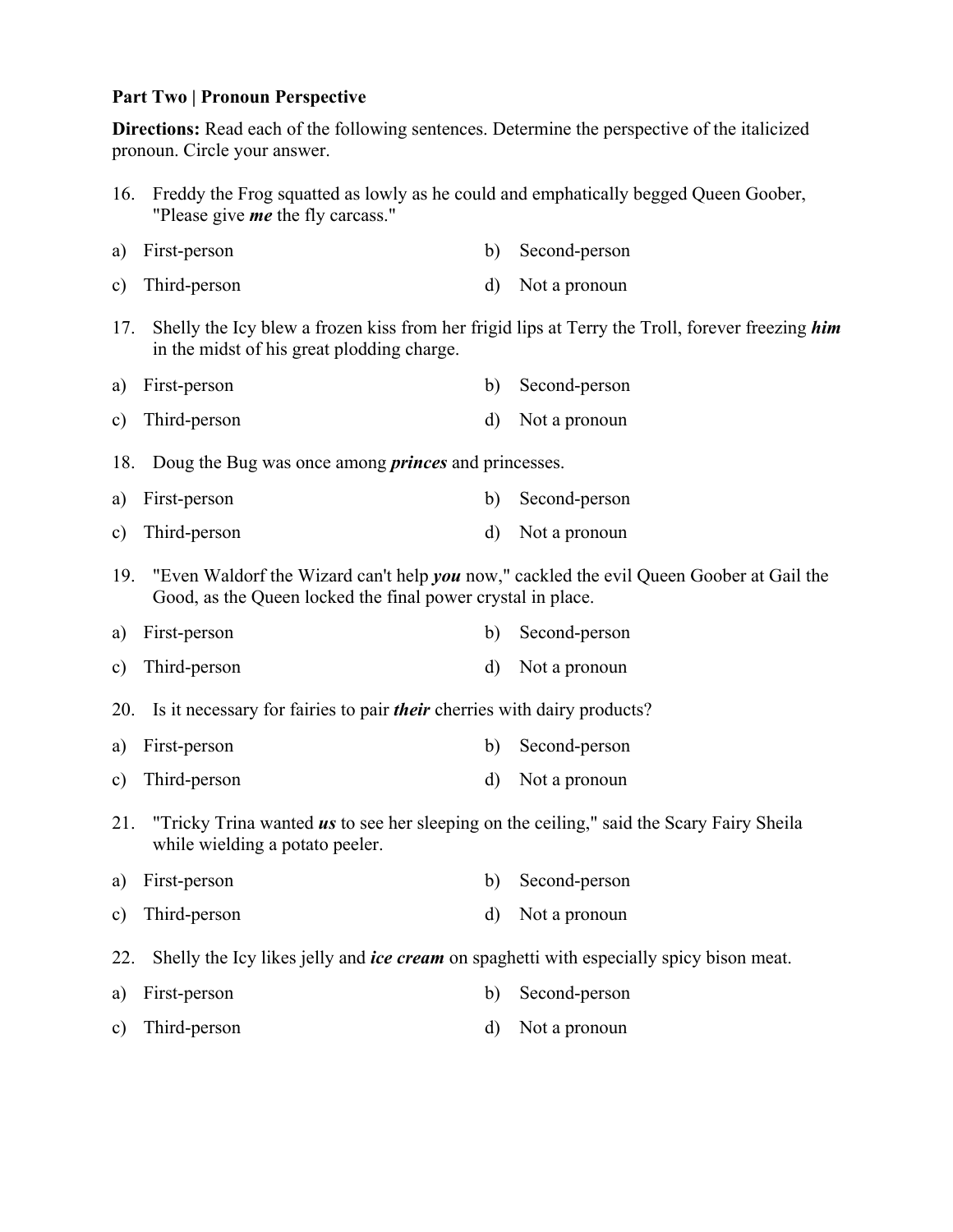**Part Two | Pronoun Perspective**

**Directions:** Read each of the following sentences. Determine the perspective of the italicized pronoun. Circle your answer.

16. Freddy the Frog squatted as lowly as he could and emphatically begged Queen Goober, "Please give ***me*** the fly carcass."

a) First-person
b) Second-person
c) Third-person
d) Not a pronoun

17. Shelly the Icy blew a frozen kiss from her frigid lips at Terry the Troll, forever freezing ***him*** in the midst of his great plodding charge.

a) First-person
b) Second-person
c) Third-person
d) Not a pronoun

18. Doug the Bug was once among ***princes*** and princesses.

a) First-person
b) Second-person
c) Third-person
d) Not a pronoun

19. "Even Waldorf the Wizard can't help ***you*** now," cackled the evil Queen Goober at Gail the Good, as the Queen locked the final power crystal in place.

a) First-person
b) Second-person
c) Third-person
d) Not a pronoun

20. Is it necessary for fairies to pair ***their*** cherries with dairy products?

a) First-person
b) Second-person
c) Third-person
d) Not a pronoun

21. "Tricky Trina wanted ***us*** to see her sleeping on the ceiling," said the Scary Fairy Sheila while wielding a potato peeler.

a) First-person
b) Second-person
c) Third-person
d) Not a pronoun

22. Shelly the Icy likes jelly and ***ice cream*** on spaghetti with especially spicy bison meat.

a) First-person
b) Second-person
c) Third-person
d) Not a pronoun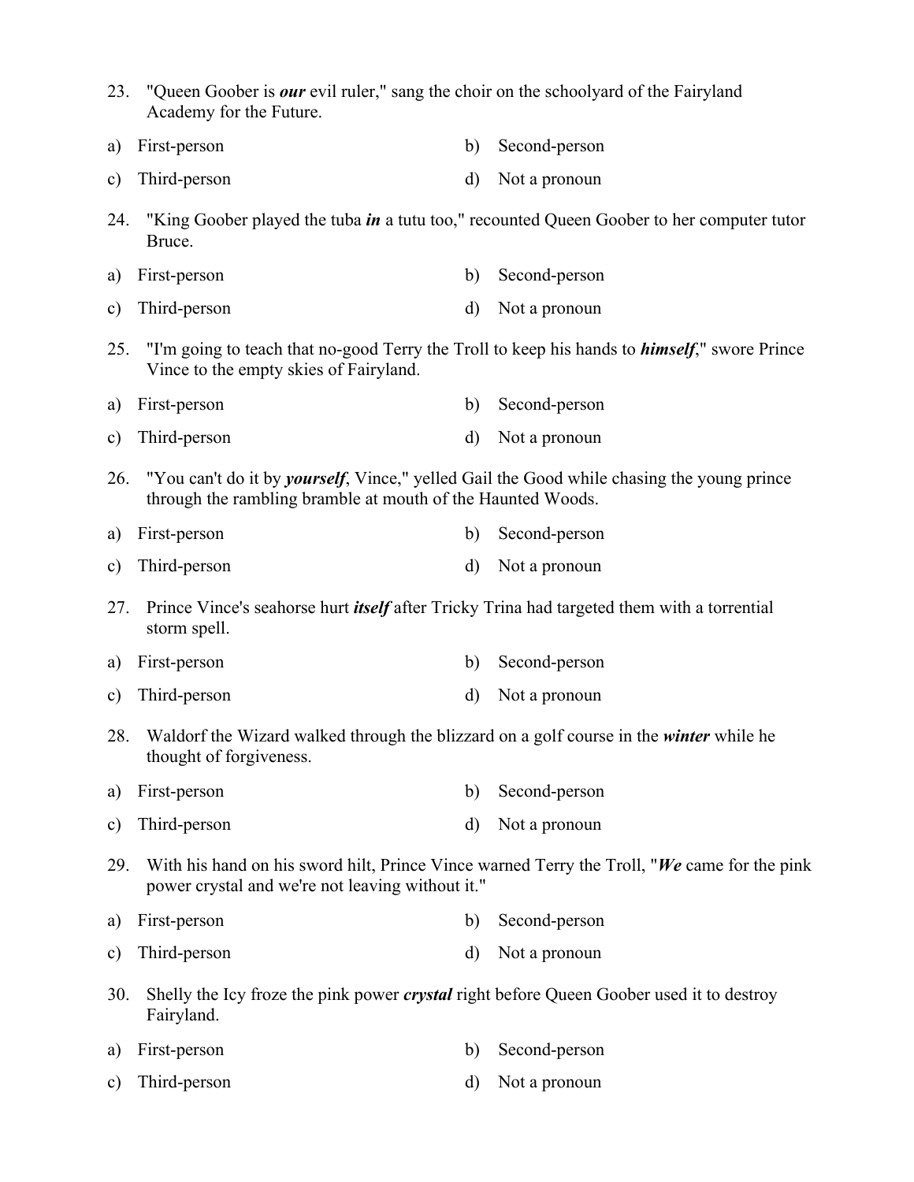23. "Queen Goober is ***our*** evil ruler," sang the choir on the schoolyard of the Fairyland Academy for the Future.

a) First-person
b) Second-person
c) Third-person
d) Not a pronoun

24. "King Goober played the tuba ***in*** a tutu too," recounted Queen Goober to her computer tutor Bruce.

a) First-person
b) Second-person
c) Third-person
d) Not a pronoun

25. "I'm going to teach that no-good Terry the Troll to keep his hands to ***himself***," swore Prince Vince to the empty skies of Fairyland.

a) First-person
b) Second-person
c) Third-person
d) Not a pronoun

26. "You can't do it by ***yourself***, Vince," yelled Gail the Good while chasing the young prince through the rambling bramble at mouth of the Haunted Woods.

a) First-person
b) Second-person
c) Third-person
d) Not a pronoun

27. Prince Vince's seahorse hurt ***itself*** after Tricky Trina had targeted them with a torrential storm spell.

a) First-person
b) Second-person
c) Third-person
d) Not a pronoun

28. Waldorf the Wizard walked through the blizzard on a golf course in the ***winter*** while he thought of forgiveness.

a) First-person
b) Second-person
c) Third-person
d) Not a pronoun

29. With his hand on his sword hilt, Prince Vince warned Terry the Troll, "***We*** came for the pink power crystal and we're not leaving without it."

a) First-person
b) Second-person
c) Third-person
d) Not a pronoun

30. Shelly the Icy froze the pink power ***crystal*** right before Queen Goober used it to destroy Fairyland.

a) First-person
b) Second-person
c) Third-person
d) Not a pronoun